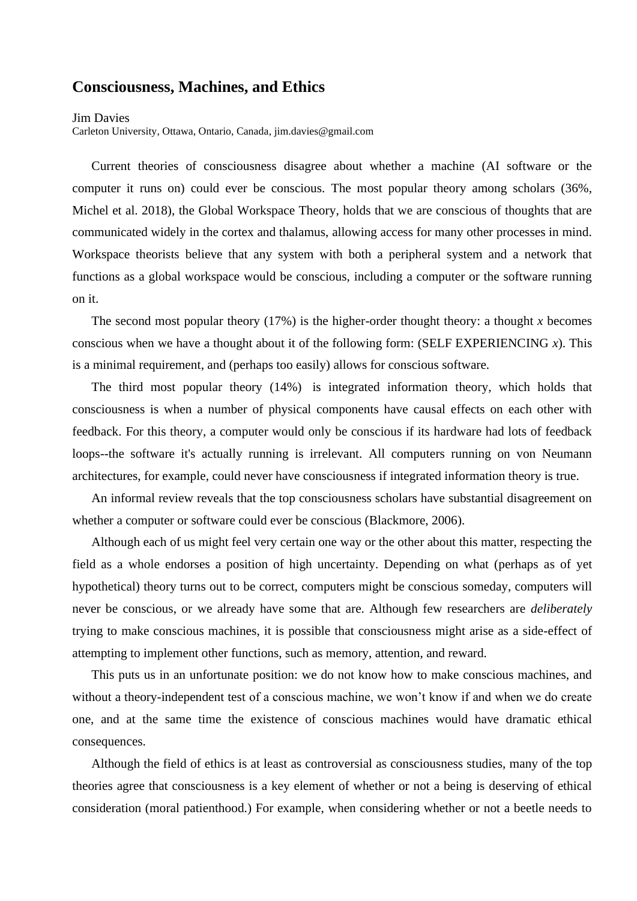# Consciousness, Machines, and Ethics

Jim Davies
Carleton University, Ottawa, Ontario, Canada, jim.davies@gmail.com

Current theories of consciousness disagree about whether a machine (AI software or the computer it runs on) could ever be conscious. The most popular theory among scholars (36%, Michel et al. 2018), the Global Workspace Theory, holds that we are conscious of thoughts that are communicated widely in the cortex and thalamus, allowing access for many other processes in mind. Workspace theorists believe that any system with both a peripheral system and a network that functions as a global workspace would be conscious, including a computer or the software running on it.

The second most popular theory (17%) is the higher-order thought theory: a thought *x* becomes conscious when we have a thought about it of the following form: (SELF EXPERIENCING *x*). This is a minimal requirement, and (perhaps too easily) allows for conscious software.

The third most popular theory (14%) is integrated information theory, which holds that consciousness is when a number of physical components have causal effects on each other with feedback. For this theory, a computer would only be conscious if its hardware had lots of feedback loops--the software it's actually running is irrelevant. All computers running on von Neumann architectures, for example, could never have consciousness if integrated information theory is true.

An informal review reveals that the top consciousness scholars have substantial disagreement on whether a computer or software could ever be conscious (Blackmore, 2006).

Although each of us might feel very certain one way or the other about this matter, respecting the field as a whole endorses a position of high uncertainty. Depending on what (perhaps as of yet hypothetical) theory turns out to be correct, computers might be conscious someday, computers will never be conscious, or we already have some that are. Although few researchers are *deliberately* trying to make conscious machines, it is possible that consciousness might arise as a side-effect of attempting to implement other functions, such as memory, attention, and reward.

This puts us in an unfortunate position: we do not know how to make conscious machines, and without a theory-independent test of a conscious machine, we won't know if and when we do create one, and at the same time the existence of conscious machines would have dramatic ethical consequences.

Although the field of ethics is at least as controversial as consciousness studies, many of the top theories agree that consciousness is a key element of whether or not a being is deserving of ethical consideration (moral patienthood.) For example, when considering whether or not a beetle needs to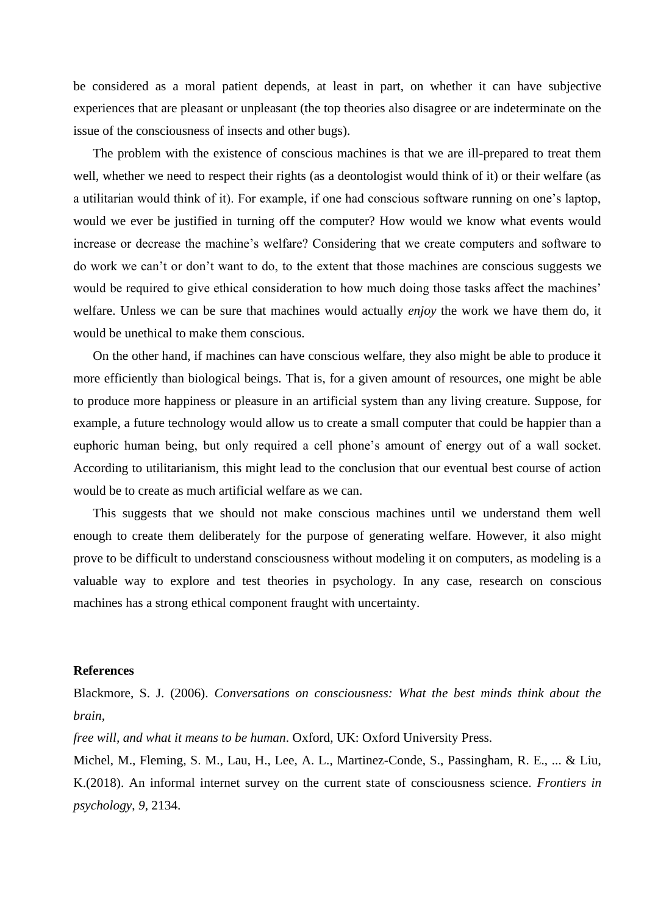be considered as a moral patient depends, at least in part, on whether it can have subjective experiences that are pleasant or unpleasant (the top theories also disagree or are indeterminate on the issue of the consciousness of insects and other bugs).

The problem with the existence of conscious machines is that we are ill-prepared to treat them well, whether we need to respect their rights (as a deontologist would think of it) or their welfare (as a utilitarian would think of it). For example, if one had conscious software running on one's laptop, would we ever be justified in turning off the computer? How would we know what events would increase or decrease the machine's welfare? Considering that we create computers and software to do work we can't or don't want to do, to the extent that those machines are conscious suggests we would be required to give ethical consideration to how much doing those tasks affect the machines' welfare. Unless we can be sure that machines would actually *enjoy* the work we have them do, it would be unethical to make them conscious.

On the other hand, if machines can have conscious welfare, they also might be able to produce it more efficiently than biological beings. That is, for a given amount of resources, one might be able to produce more happiness or pleasure in an artificial system than any living creature. Suppose, for example, a future technology would allow us to create a small computer that could be happier than a euphoric human being, but only required a cell phone's amount of energy out of a wall socket. According to utilitarianism, this might lead to the conclusion that our eventual best course of action would be to create as much artificial welfare as we can.

This suggests that we should not make conscious machines until we understand them well enough to create them deliberately for the purpose of generating welfare. However, it also might prove to be difficult to understand consciousness without modeling it on computers, as modeling is a valuable way to explore and test theories in psychology. In any case, research on conscious machines has a strong ethical component fraught with uncertainty.

**References**

Blackmore, S. J. (2006). *Conversations on consciousness: What the best minds think about the brain,*
*free will, and what it means to be human*. Oxford, UK: Oxford University Press.

Michel, M., Fleming, S. M., Lau, H., Lee, A. L., Martinez-Conde, S., Passingham, R. E., ... & Liu, K.(2018). An informal internet survey on the current state of consciousness science. *Frontiers in psychology*, *9*, 2134.